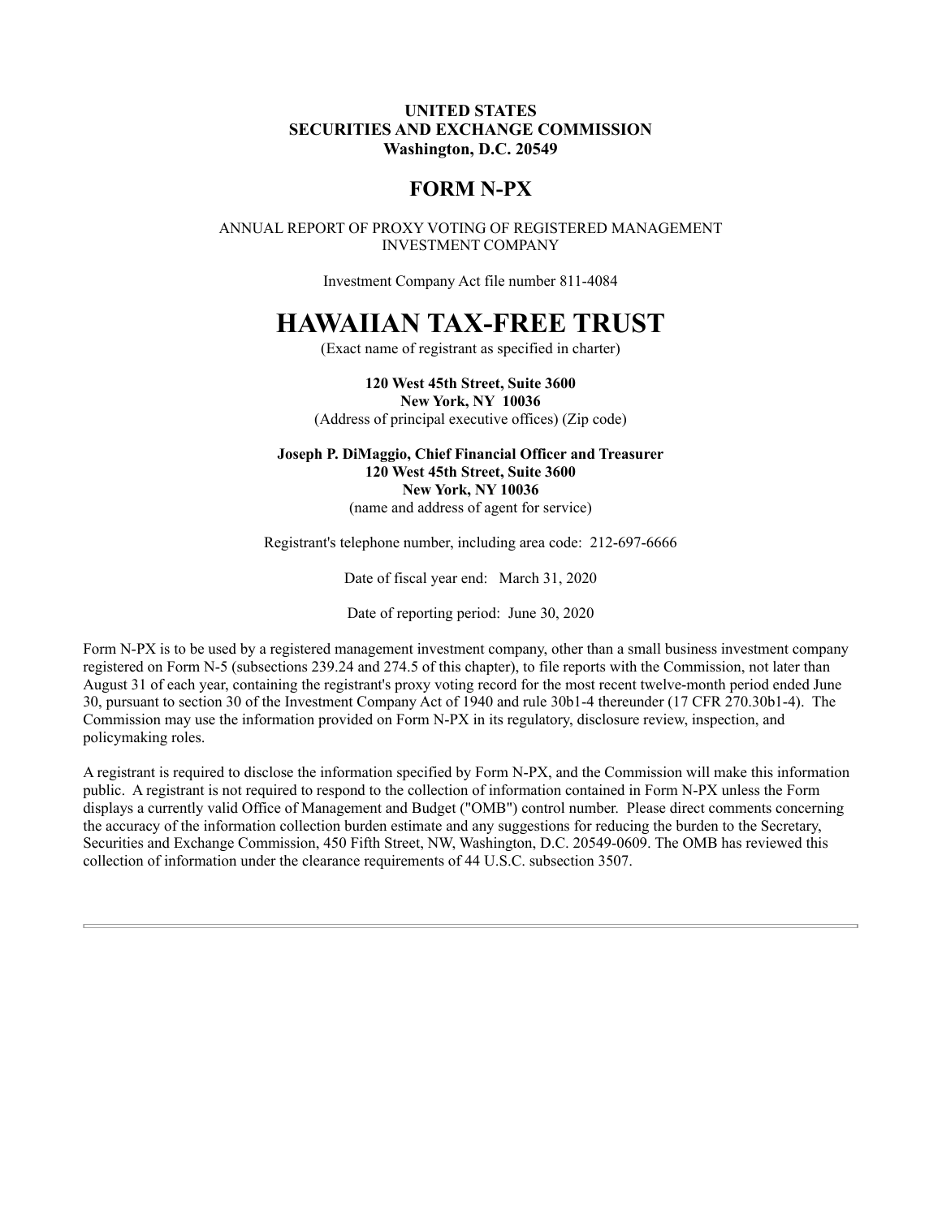**UNITED STATES**
**SECURITIES AND EXCHANGE COMMISSION**
**Washington, D.C. 20549**

## FORM N-PX

ANNUAL REPORT OF PROXY VOTING OF REGISTERED MANAGEMENT INVESTMENT COMPANY

Investment Company Act file number 811-4084

# HAWAIIAN TAX-FREE TRUST

(Exact name of registrant as specified in charter)

**120 West 45th Street, Suite 3600**
**New York, NY 10036**
(Address of principal executive offices) (Zip code)

**Joseph P. DiMaggio, Chief Financial Officer and Treasurer**
**120 West 45th Street, Suite 3600**
**New York, NY 10036**
(name and address of agent for service)

Registrant's telephone number, including area code: 212-697-6666

Date of fiscal year end: March 31, 2020

Date of reporting period: June 30, 2020

Form N-PX is to be used by a registered management investment company, other than a small business investment company registered on Form N-5 (subsections 239.24 and 274.5 of this chapter), to file reports with the Commission, not later than August 31 of each year, containing the registrant's proxy voting record for the most recent twelve-month period ended June 30, pursuant to section 30 of the Investment Company Act of 1940 and rule 30b1-4 thereunder (17 CFR 270.30b1-4). The Commission may use the information provided on Form N-PX in its regulatory, disclosure review, inspection, and policymaking roles.

A registrant is required to disclose the information specified by Form N-PX, and the Commission will make this information public. A registrant is not required to respond to the collection of information contained in Form N-PX unless the Form displays a currently valid Office of Management and Budget ("OMB") control number. Please direct comments concerning the accuracy of the information collection burden estimate and any suggestions for reducing the burden to the Secretary, Securities and Exchange Commission, 450 Fifth Street, NW, Washington, D.C. 20549-0609. The OMB has reviewed this collection of information under the clearance requirements of 44 U.S.C. subsection 3507.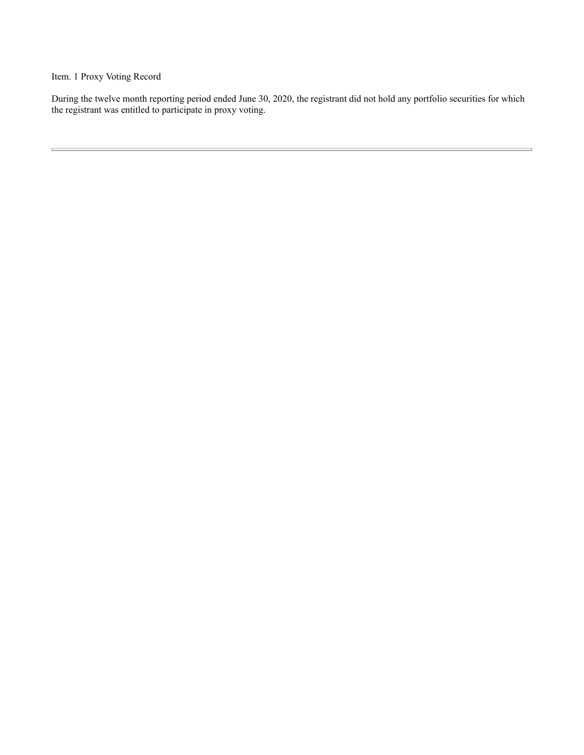Item. 1 Proxy Voting Record

During the twelve month reporting period ended June 30, 2020, the registrant did not hold any portfolio securities for which the registrant was entitled to participate in proxy voting.

---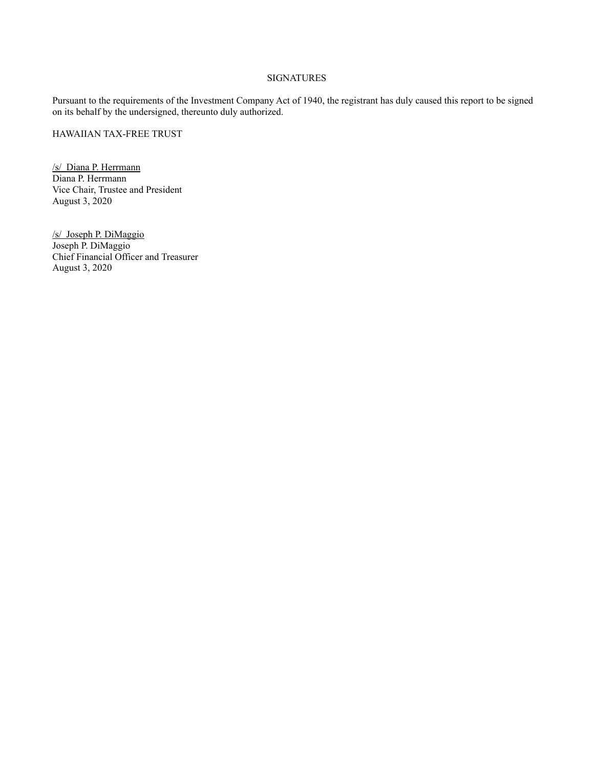SIGNATURES

Pursuant to the requirements of the Investment Company Act of 1940, the registrant has duly caused this report to be signed on its behalf by the undersigned, thereunto duly authorized.

HAWAIIAN TAX-FREE TRUST

/s/ Diana P. Herrmann
Diana P. Herrmann
Vice Chair, Trustee and President
August 3, 2020

/s/ Joseph P. DiMaggio
Joseph P. DiMaggio
Chief Financial Officer and Treasurer
August 3, 2020